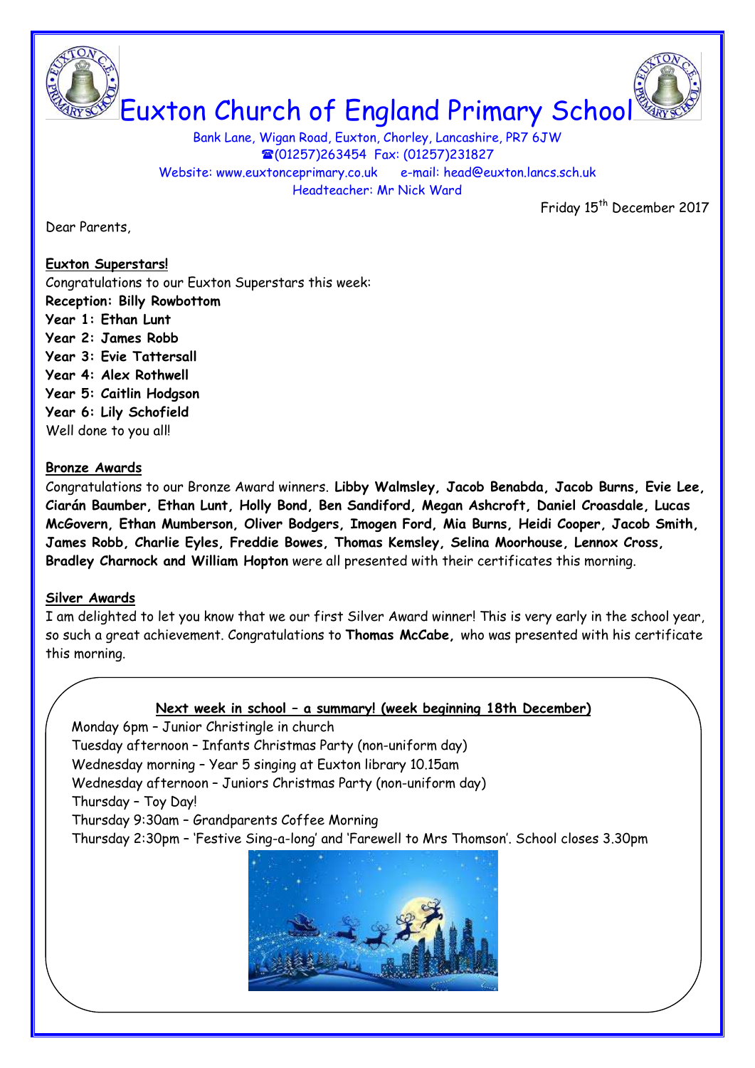# Euxton Church of England Primary School

Bank Lane, Wigan Road, Euxton, Chorley, Lancashire, PR7 6JW
☎(01257)263454 Fax: (01257)231827
Website: www.euxtonceprimary.co.uk e-mail: head@euxton.lancs.sch.uk
Headteacher: Mr Nick Ward

Friday 15th December 2017

Dear Parents,

**Euxton Superstars!**

Congratulations to our Euxton Superstars this week:
**Reception: Billy Rowbottom**
**Year 1: Ethan Lunt**
**Year 2: James Robb**
**Year 3: Evie Tattersall**
**Year 4: Alex Rothwell**
**Year 5: Caitlin Hodgson**
**Year 6: Lily Schofield**
Well done to you all!

**Bronze Awards**

Congratulations to our Bronze Award winners. **Libby Walmsley, Jacob Benabda, Jacob Burns, Evie Lee, Ciarán Baumber, Ethan Lunt, Holly Bond, Ben Sandiford, Megan Ashcroft, Daniel Croasdale, Lucas McGovern, Ethan Mumberson, Oliver Bodgers, Imogen Ford, Mia Burns, Heidi Cooper, Jacob Smith, James Robb, Charlie Eyles, Freddie Bowes, Thomas Kemsley, Selina Moorhouse, Lennox Cross, Bradley Charnock and William Hopton** were all presented with their certificates this morning.

**Silver Awards**

I am delighted to let you know that we our first Silver Award winner! This is very early in the school year, so such a great achievement. Congratulations to **Thomas McCabe,** who was presented with his certificate this morning.

**Next week in school – a summary! (week beginning 18th December)**

Monday 6pm – Junior Christingle in church
Tuesday afternoon – Infants Christmas Party (non-uniform day)
Wednesday morning – Year 5 singing at Euxton library 10.15am
Wednesday afternoon – Juniors Christmas Party (non-uniform day)
Thursday – Toy Day!
Thursday 9:30am – Grandparents Coffee Morning
Thursday 2:30pm – 'Festive Sing-a-long' and 'Farewell to Mrs Thomson'. School closes 3.30pm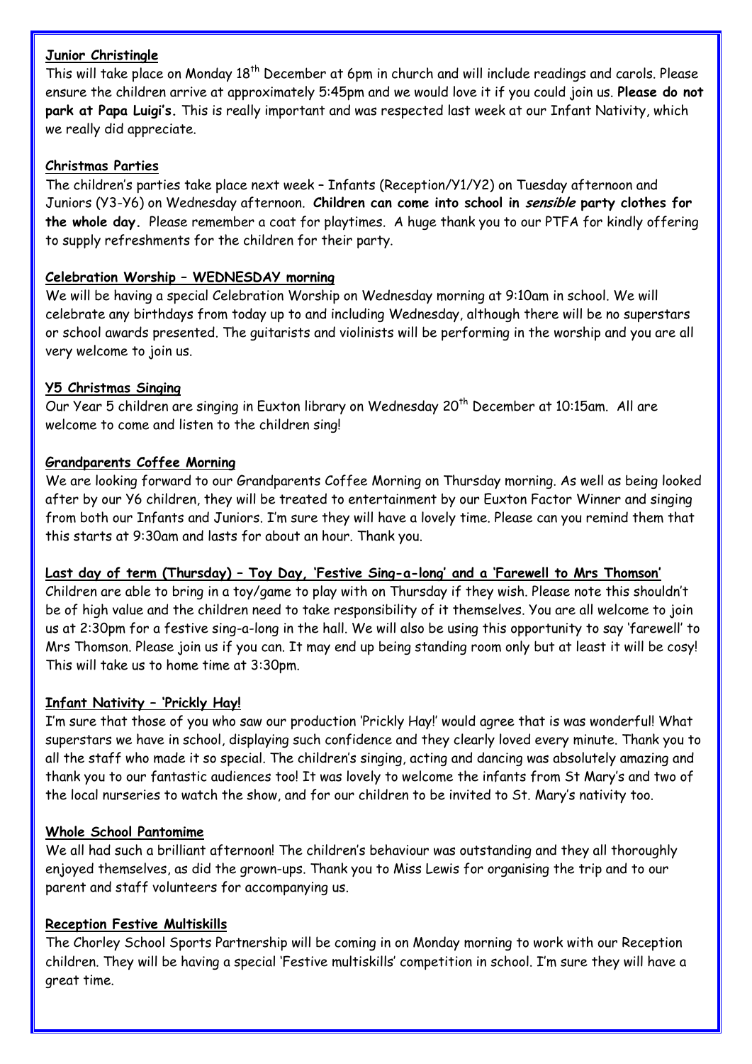**Junior Christingle**

This will take place on Monday 18th December at 6pm in church and will include readings and carols. Please ensure the children arrive at approximately 5:45pm and we would love it if you could join us. **Please do not park at Papa Luigi's.** This is really important and was respected last week at our Infant Nativity, which we really did appreciate.

**Christmas Parties**

The children's parties take place next week – Infants (Reception/Y1/Y2) on Tuesday afternoon and Juniors (Y3-Y6) on Wednesday afternoon. **Children can come into school in *sensible* party clothes for the whole day.** Please remember a coat for playtimes. A huge thank you to our PTFA for kindly offering to supply refreshments for the children for their party.

**Celebration Worship – WEDNESDAY morning**

We will be having a special Celebration Worship on Wednesday morning at 9:10am in school. We will celebrate any birthdays from today up to and including Wednesday, although there will be no superstars or school awards presented. The guitarists and violinists will be performing in the worship and you are all very welcome to join us.

**Y5 Christmas Singing**

Our Year 5 children are singing in Euxton library on Wednesday 20th December at 10:15am. All are welcome to come and listen to the children sing!

**Grandparents Coffee Morning**

We are looking forward to our Grandparents Coffee Morning on Thursday morning. As well as being looked after by our Y6 children, they will be treated to entertainment by our Euxton Factor Winner and singing from both our Infants and Juniors. I'm sure they will have a lovely time. Please can you remind them that this starts at 9:30am and lasts for about an hour. Thank you.

**Last day of term (Thursday) – Toy Day, 'Festive Sing-a-long' and a 'Farewell to Mrs Thomson'**

Children are able to bring in a toy/game to play with on Thursday if they wish. Please note this shouldn't be of high value and the children need to take responsibility of it themselves. You are all welcome to join us at 2:30pm for a festive sing-a-long in the hall. We will also be using this opportunity to say 'farewell' to Mrs Thomson. Please join us if you can. It may end up being standing room only but at least it will be cosy! This will take us to home time at 3:30pm.

**Infant Nativity – 'Prickly Hay!**

I'm sure that those of you who saw our production 'Prickly Hay!' would agree that is was wonderful! What superstars we have in school, displaying such confidence and they clearly loved every minute. Thank you to all the staff who made it so special. The children's singing, acting and dancing was absolutely amazing and thank you to our fantastic audiences too! It was lovely to welcome the infants from St Mary's and two of the local nurseries to watch the show, and for our children to be invited to St. Mary's nativity too.

**Whole School Pantomime**

We all had such a brilliant afternoon! The children's behaviour was outstanding and they all thoroughly enjoyed themselves, as did the grown-ups. Thank you to Miss Lewis for organising the trip and to our parent and staff volunteers for accompanying us.

**Reception Festive Multiskills**

The Chorley School Sports Partnership will be coming in on Monday morning to work with our Reception children. They will be having a special 'Festive multiskills' competition in school. I'm sure they will have a great time.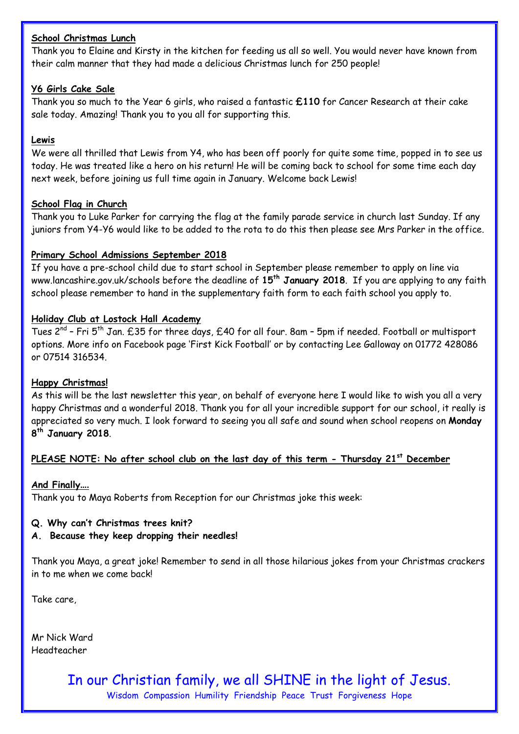**School Christmas Lunch**

Thank you to Elaine and Kirsty in the kitchen for feeding us all so well. You would never have known from their calm manner that they had made a delicious Christmas lunch for 250 people!

**Y6 Girls Cake Sale**

Thank you so much to the Year 6 girls, who raised a fantastic **£110** for Cancer Research at their cake sale today. Amazing! Thank you to you all for supporting this.

**Lewis**

We were all thrilled that Lewis from Y4, who has been off poorly for quite some time, popped in to see us today. He was treated like a hero on his return! He will be coming back to school for some time each day next week, before joining us full time again in January. Welcome back Lewis!

**School Flag in Church**

Thank you to Luke Parker for carrying the flag at the family parade service in church last Sunday. If any juniors from Y4-Y6 would like to be added to the rota to do this then please see Mrs Parker in the office.

**Primary School Admissions September 2018**

If you have a pre-school child due to start school in September please remember to apply on line via www.lancashire.gov.uk/schools before the deadline of **15th January 2018**. If you are applying to any faith school please remember to hand in the supplementary faith form to each faith school you apply to.

**Holiday Club at Lostock Hall Academy**

Tues 2nd – Fri 5th Jan. £35 for three days, £40 for all four. 8am – 5pm if needed. Football or multisport options. More info on Facebook page 'First Kick Football' or by contacting Lee Galloway on 01772 428086 or 07514 316534.

**Happy Christmas!**

As this will be the last newsletter this year, on behalf of everyone here I would like to wish you all a very happy Christmas and a wonderful 2018. Thank you for all your incredible support for our school, it really is appreciated so very much. I look forward to seeing you all safe and sound when school reopens on **Monday 8th January 2018**.

**PLEASE NOTE: No after school club on the last day of this term - Thursday 21st December**

**And Finally….**

Thank you to Maya Roberts from Reception for our Christmas joke this week:

**Q. Why can't Christmas trees knit?**
**A. Because they keep dropping their needles!**

Thank you Maya, a great joke! Remember to send in all those hilarious jokes from your Christmas crackers in to me when we come back!

Take care,

Mr Nick Ward
Headteacher

In our Christian family, we all SHINE in the light of Jesus.
Wisdom Compassion Humility Friendship Peace Trust Forgiveness Hope